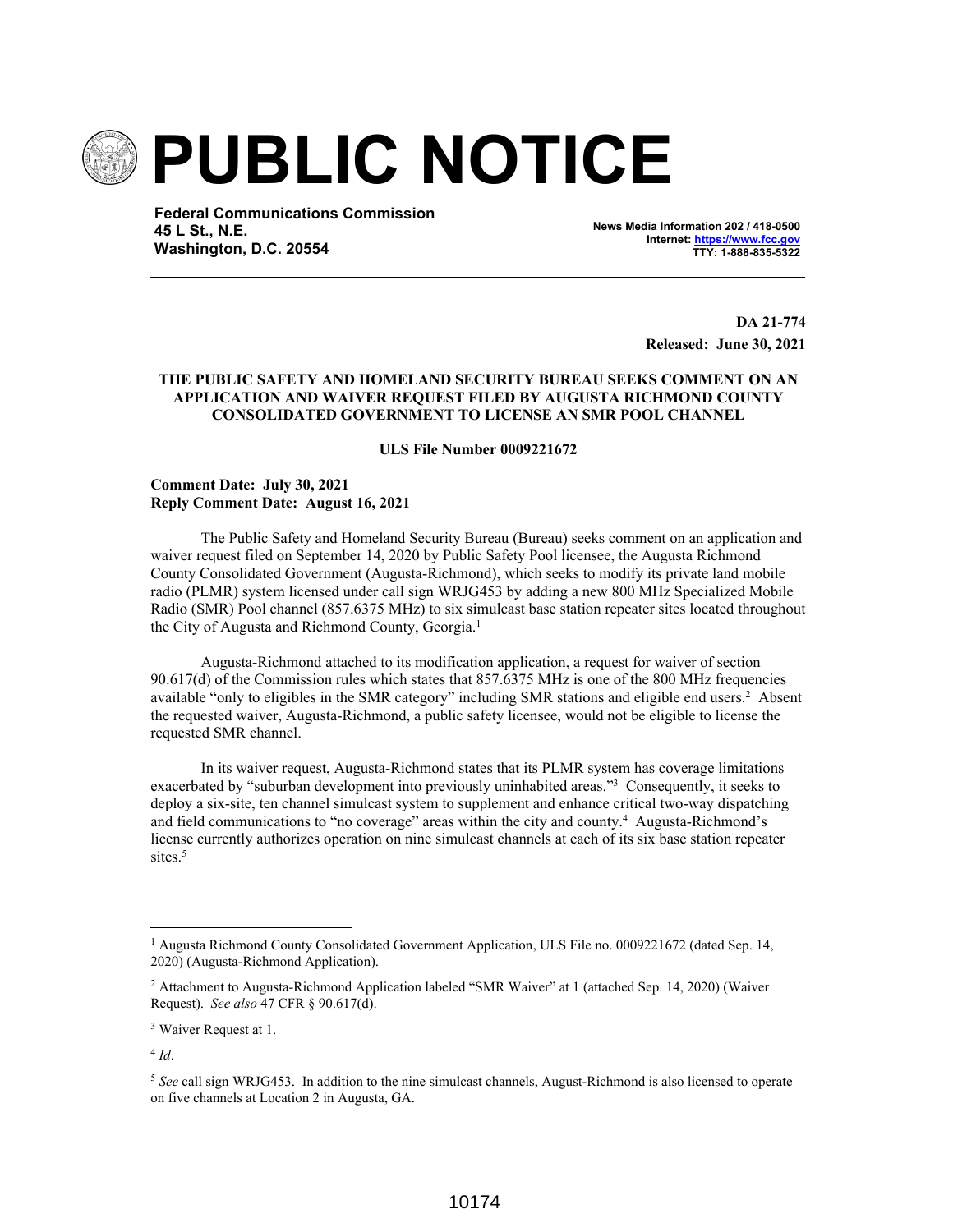# PUBLIC NOTICE

**Federal Communications Commission**
**45 L St., N.E.**
**Washington, D.C. 20554**

**News Media Information 202 / 418-0500**
**Internet: https://www.fcc.gov**
**TTY: 1-888-835-5322**

**DA 21-774**
**Released: June 30, 2021**

**THE PUBLIC SAFETY AND HOMELAND SECURITY BUREAU SEEKS COMMENT ON AN APPLICATION AND WAIVER REQUEST FILED BY AUGUSTA RICHMOND COUNTY CONSOLIDATED GOVERNMENT TO LICENSE AN SMR POOL CHANNEL**

**ULS File Number 0009221672**

**Comment Date: July 30, 2021**
**Reply Comment Date: August 16, 2021**

The Public Safety and Homeland Security Bureau (Bureau) seeks comment on an application and waiver request filed on September 14, 2020 by Public Safety Pool licensee, the Augusta Richmond County Consolidated Government (Augusta-Richmond), which seeks to modify its private land mobile radio (PLMR) system licensed under call sign WRJG453 by adding a new 800 MHz Specialized Mobile Radio (SMR) Pool channel (857.6375 MHz) to six simulcast base station repeater sites located throughout the City of Augusta and Richmond County, Georgia.[1]

Augusta-Richmond attached to its modification application, a request for waiver of section 90.617(d) of the Commission rules which states that 857.6375 MHz is one of the 800 MHz frequencies available "only to eligibles in the SMR category" including SMR stations and eligible end users.[2] Absent the requested waiver, Augusta-Richmond, a public safety licensee, would not be eligible to license the requested SMR channel.

In its waiver request, Augusta-Richmond states that its PLMR system has coverage limitations exacerbated by "suburban development into previously uninhabited areas."[3] Consequently, it seeks to deploy a six-site, ten channel simulcast system to supplement and enhance critical two-way dispatching and field communications to "no coverage" areas within the city and county.[4] Augusta-Richmond's license currently authorizes operation on nine simulcast channels at each of its six base station repeater sites.[5]

---

[1] Augusta Richmond County Consolidated Government Application, ULS File no. 0009221672 (dated Sep. 14, 2020) (Augusta-Richmond Application).

[2] Attachment to Augusta-Richmond Application labeled "SMR Waiver" at 1 (attached Sep. 14, 2020) (Waiver Request). *See also* 47 CFR § 90.617(d).

[3] Waiver Request at 1.

[4] *Id*.

[5] *See* call sign WRJG453. In addition to the nine simulcast channels, August-Richmond is also licensed to operate on five channels at Location 2 in Augusta, GA.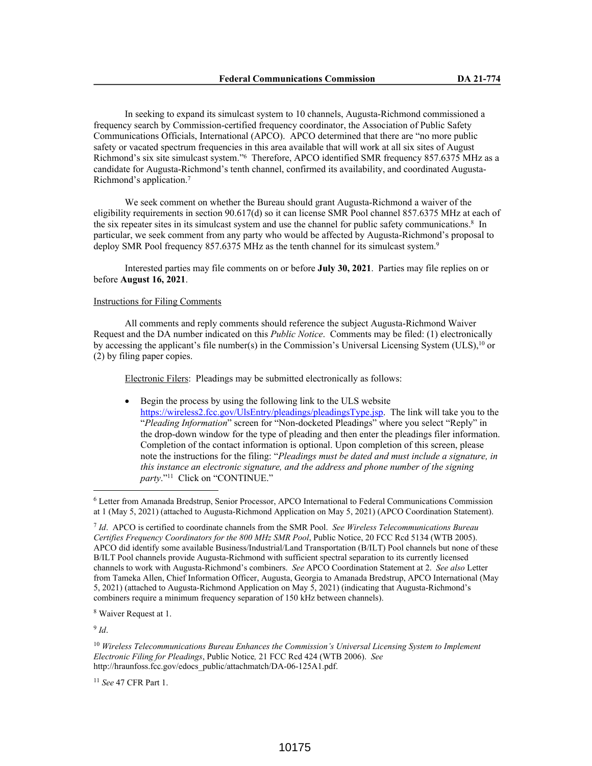In seeking to expand its simulcast system to 10 channels, Augusta-Richmond commissioned a frequency search by Commission-certified frequency coordinator, the Association of Public Safety Communications Officials, International (APCO). APCO determined that there are "no more public safety or vacated spectrum frequencies in this area available that will work at all six sites of August Richmond's six site simulcast system."[6] Therefore, APCO identified SMR frequency 857.6375 MHz as a candidate for Augusta-Richmond's tenth channel, confirmed its availability, and coordinated Augusta-Richmond's application.[7]

We seek comment on whether the Bureau should grant Augusta-Richmond a waiver of the eligibility requirements in section 90.617(d) so it can license SMR Pool channel 857.6375 MHz at each of the six repeater sites in its simulcast system and use the channel for public safety communications.[8] In particular, we seek comment from any party who would be affected by Augusta-Richmond's proposal to deploy SMR Pool frequency 857.6375 MHz as the tenth channel for its simulcast system.[9]

Interested parties may file comments on or before **July 30, 2021**. Parties may file replies on or before **August 16, 2021**.

Instructions for Filing Comments

All comments and reply comments should reference the subject Augusta-Richmond Waiver Request and the DA number indicated on this *Public Notice*. Comments may be filed: (1) electronically by accessing the applicant's file number(s) in the Commission's Universal Licensing System (ULS),[10] or (2) by filing paper copies.

Electronic Filers: Pleadings may be submitted electronically as follows:

- Begin the process by using the following link to the ULS website https://wireless2.fcc.gov/UlsEntry/pleadings/pleadingsType.jsp. The link will take you to the "*Pleading Information*" screen for "Non-docketed Pleadings" where you select "Reply" in the drop-down window for the type of pleading and then enter the pleadings filer information. Completion of the contact information is optional. Upon completion of this screen, please note the instructions for the filing: "*Pleadings must be dated and must include a signature, in this instance an electronic signature, and the address and phone number of the signing party*."[11] Click on "CONTINUE."

---

[6] Letter from Amanada Bredstrup, Senior Processor, APCO International to Federal Communications Commission at 1 (May 5, 2021) (attached to Augusta-Richmond Application on May 5, 2021) (APCO Coordination Statement).

[7] *Id*. APCO is certified to coordinate channels from the SMR Pool. *See Wireless Telecommunications Bureau Certifies Frequency Coordinators for the 800 MHz SMR Pool*, Public Notice, 20 FCC Rcd 5134 (WTB 2005). APCO did identify some available Business/Industrial/Land Transportation (B/ILT) Pool channels but none of these B/ILT Pool channels provide Augusta-Richmond with sufficient spectral separation to its currently licensed channels to work with Augusta-Richmond's combiners. *See* APCO Coordination Statement at 2. *See also* Letter from Tameka Allen, Chief Information Officer, Augusta, Georgia to Amanada Bredstrup, APCO International (May 5, 2021) (attached to Augusta-Richmond Application on May 5, 2021) (indicating that Augusta-Richmond's combiners require a minimum frequency separation of 150 kHz between channels).

[8] Waiver Request at 1.

[9] *Id*.

[10] *Wireless Telecommunications Bureau Enhances the Commission's Universal Licensing System to Implement Electronic Filing for Pleadings*, Public Notice*,* 21 FCC Rcd 424 (WTB 2006). *See* http://hraunfoss.fcc.gov/edocs_public/attachmatch/DA-06-125A1.pdf.

[11] *See* 47 CFR Part 1.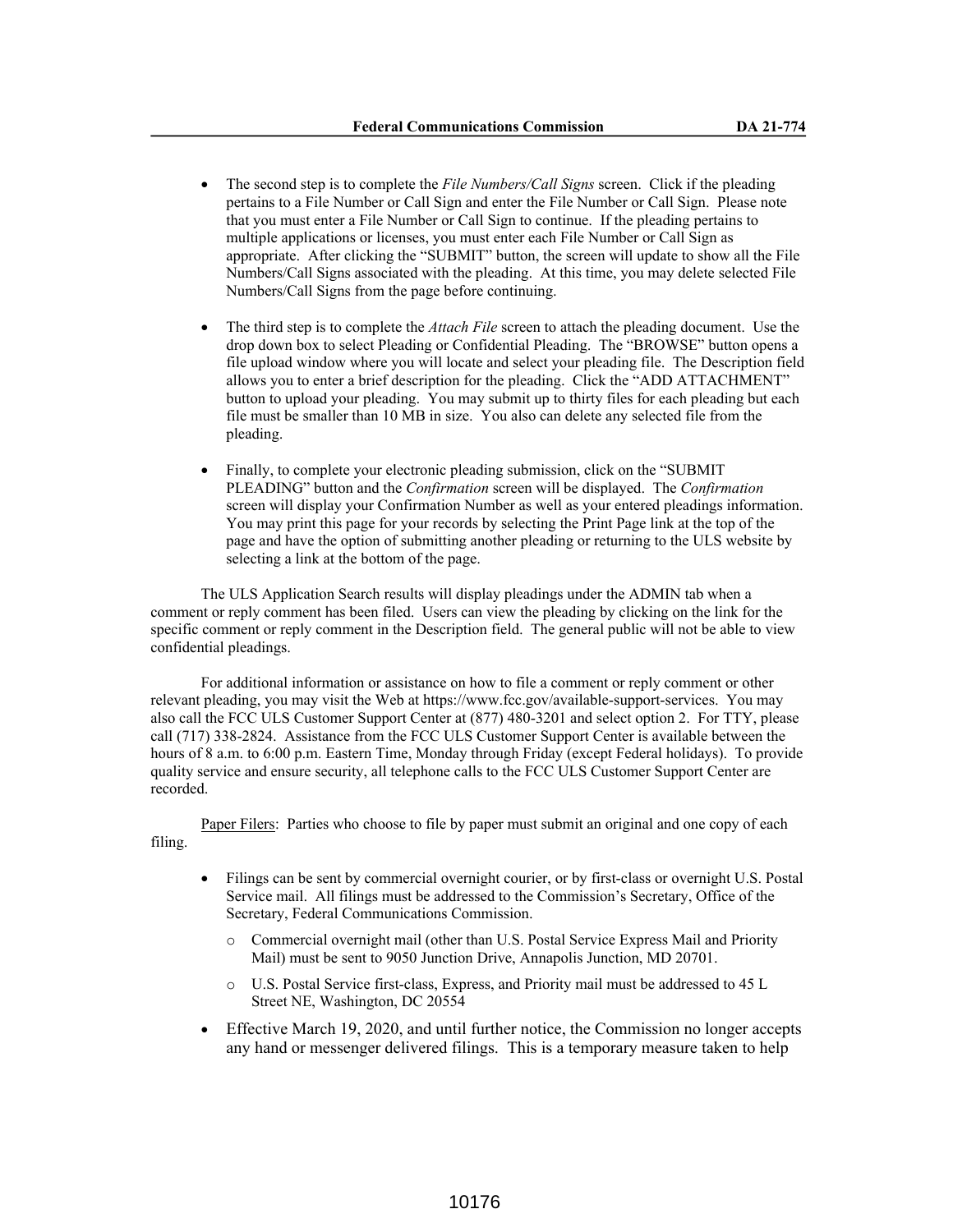- The second step is to complete the *File Numbers/Call Signs* screen. Click if the pleading pertains to a File Number or Call Sign and enter the File Number or Call Sign. Please note that you must enter a File Number or Call Sign to continue. If the pleading pertains to multiple applications or licenses, you must enter each File Number or Call Sign as appropriate. After clicking the "SUBMIT" button, the screen will update to show all the File Numbers/Call Signs associated with the pleading. At this time, you may delete selected File Numbers/Call Signs from the page before continuing.

- The third step is to complete the *Attach File* screen to attach the pleading document. Use the drop down box to select Pleading or Confidential Pleading. The "BROWSE" button opens a file upload window where you will locate and select your pleading file. The Description field allows you to enter a brief description for the pleading. Click the "ADD ATTACHMENT" button to upload your pleading. You may submit up to thirty files for each pleading but each file must be smaller than 10 MB in size. You also can delete any selected file from the pleading.

- Finally, to complete your electronic pleading submission, click on the "SUBMIT PLEADING" button and the *Confirmation* screen will be displayed. The *Confirmation* screen will display your Confirmation Number as well as your entered pleadings information. You may print this page for your records by selecting the Print Page link at the top of the page and have the option of submitting another pleading or returning to the ULS website by selecting a link at the bottom of the page.

The ULS Application Search results will display pleadings under the ADMIN tab when a comment or reply comment has been filed. Users can view the pleading by clicking on the link for the specific comment or reply comment in the Description field. The general public will not be able to view confidential pleadings.

For additional information or assistance on how to file a comment or reply comment or other relevant pleading, you may visit the Web at https://www.fcc.gov/available-support-services. You may also call the FCC ULS Customer Support Center at (877) 480-3201 and select option 2. For TTY, please call (717) 338-2824. Assistance from the FCC ULS Customer Support Center is available between the hours of 8 a.m. to 6:00 p.m. Eastern Time, Monday through Friday (except Federal holidays). To provide quality service and ensure security, all telephone calls to the FCC ULS Customer Support Center are recorded.

Paper Filers: Parties who choose to file by paper must submit an original and one copy of each filing.

- Filings can be sent by commercial overnight courier, or by first-class or overnight U.S. Postal Service mail. All filings must be addressed to the Commission's Secretary, Office of the Secretary, Federal Communications Commission.
  - Commercial overnight mail (other than U.S. Postal Service Express Mail and Priority Mail) must be sent to 9050 Junction Drive, Annapolis Junction, MD 20701.
  - U.S. Postal Service first-class, Express, and Priority mail must be addressed to 45 L Street NE, Washington, DC 20554
- Effective March 19, 2020, and until further notice, the Commission no longer accepts any hand or messenger delivered filings. This is a temporary measure taken to help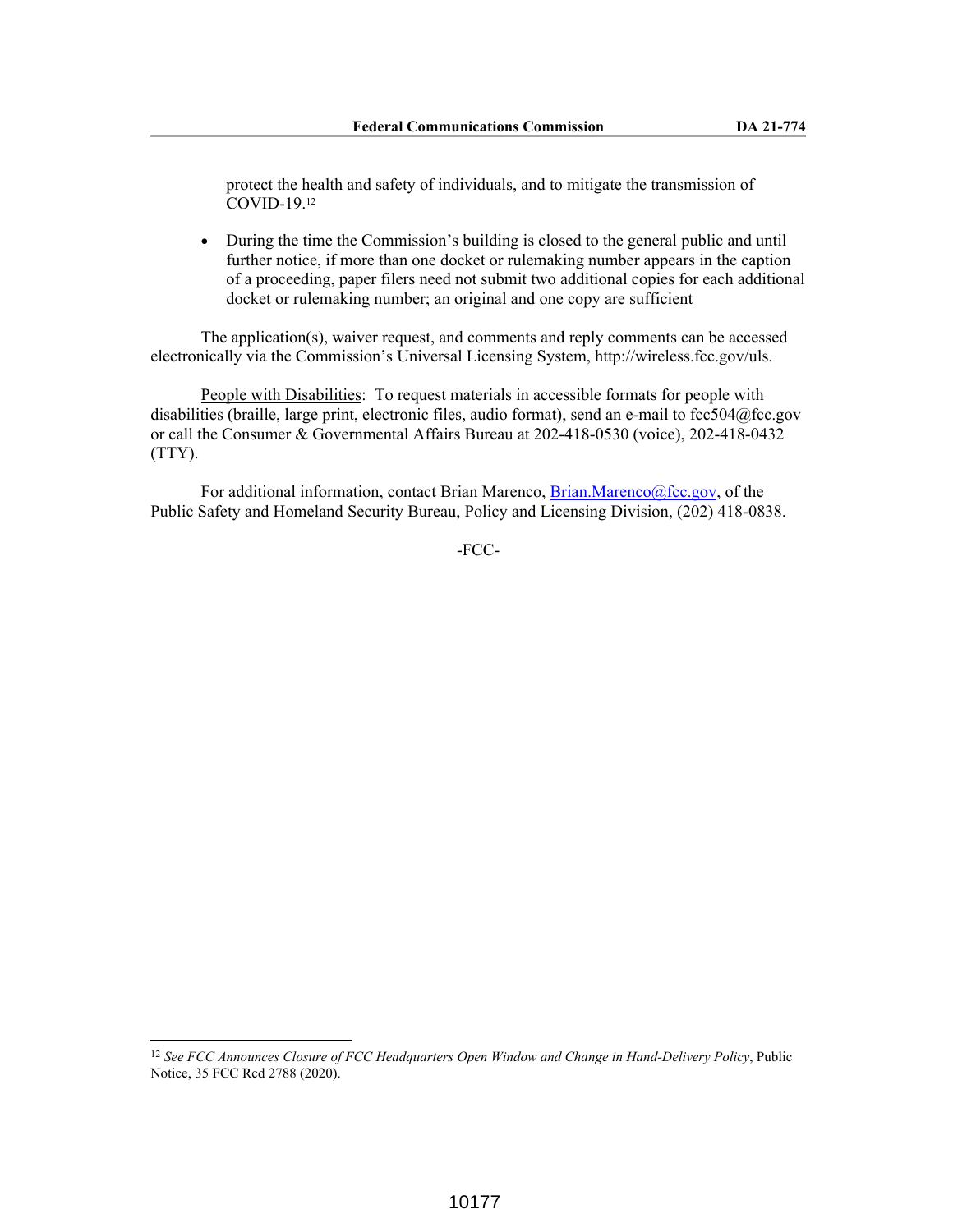protect the health and safety of individuals, and to mitigate the transmission of COVID-19.[12]

- During the time the Commission's building is closed to the general public and until further notice, if more than one docket or rulemaking number appears in the caption of a proceeding, paper filers need not submit two additional copies for each additional docket or rulemaking number; an original and one copy are sufficient

The application(s), waiver request, and comments and reply comments can be accessed electronically via the Commission's Universal Licensing System, http://wireless.fcc.gov/uls.

People with Disabilities: To request materials in accessible formats for people with disabilities (braille, large print, electronic files, audio format), send an e-mail to fcc504@fcc.gov or call the Consumer & Governmental Affairs Bureau at 202-418-0530 (voice), 202-418-0432 (TTY).

For additional information, contact Brian Marenco, Brian.Marenco@fcc.gov, of the Public Safety and Homeland Security Bureau, Policy and Licensing Division, (202) 418-0838.

-FCC-

[12] *See FCC Announces Closure of FCC Headquarters Open Window and Change in Hand-Delivery Policy*, Public Notice, 35 FCC Rcd 2788 (2020).